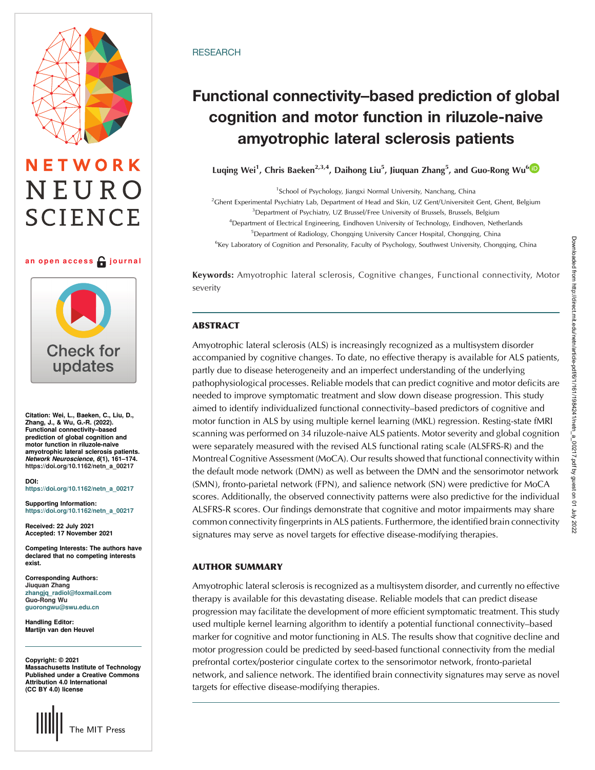RESEARCH

# Functional connectivity–based prediction of global cognition and motor function in riluzole-naive amyotrophic lateral sclerosis patients

**Luqing Wei[1], Chris Baeken[2,3,4], Daihong Liu[5], Jiuquan Zhang[5], and Guo-Rong Wu[6]**

[1]School of Psychology, Jiangxi Normal University, Nanchang, China
[2]Ghent Experimental Psychiatry Lab, Department of Head and Skin, UZ Gent/Universiteit Gent, Ghent, Belgium
[3]Department of Psychiatry, UZ Brussel/Free University of Brussels, Brussels, Belgium
[4]Department of Electrical Engineering, Eindhoven University of Technology, Eindhoven, Netherlands
[5]Department of Radiology, Chongqing University Cancer Hospital, Chongqing, China
[6]Key Laboratory of Cognition and Personality, Faculty of Psychology, Southwest University, Chongqing, China

**Keywords:** Amyotrophic lateral sclerosis, Cognitive changes, Functional connectivity, Motor severity

## ABSTRACT

Amyotrophic lateral sclerosis (ALS) is increasingly recognized as a multisystem disorder accompanied by cognitive changes. To date, no effective therapy is available for ALS patients, partly due to disease heterogeneity and an imperfect understanding of the underlying pathophysiological processes. Reliable models that can predict cognitive and motor deficits are needed to improve symptomatic treatment and slow down disease progression. This study aimed to identify individualized functional connectivity–based predictors of cognitive and motor function in ALS by using multiple kernel learning (MKL) regression. Resting-state fMRI scanning was performed on 34 riluzole-naive ALS patients. Motor severity and global cognition were separately measured with the revised ALS functional rating scale (ALSFRS-R) and the Montreal Cognitive Assessment (MoCA). Our results showed that functional connectivity within the default mode network (DMN) as well as between the DMN and the sensorimotor network (SMN), fronto-parietal network (FPN), and salience network (SN) were predictive for MoCA scores. Additionally, the observed connectivity patterns were also predictive for the individual ALSFRS-R scores. Our findings demonstrate that cognitive and motor impairments may share common connectivity fingerprints in ALS patients. Furthermore, the identified brain connectivity signatures may serve as novel targets for effective disease-modifying therapies.

## AUTHOR SUMMARY

Amyotrophic lateral sclerosis is recognized as a multisystem disorder, and currently no effective therapy is available for this devastating disease. Reliable models that can predict disease progression may facilitate the development of more efficient symptomatic treatment. This study used multiple kernel learning algorithm to identify a potential functional connectivity–based marker for cognitive and motor functioning in ALS. The results show that cognitive decline and motor progression could be predicted by seed-based functional connectivity from the medial prefrontal cortex/posterior cingulate cortex to the sensorimotor network, fronto-parietal network, and salience network. The identified brain connectivity signatures may serve as novel targets for effective disease-modifying therapies.

Citation: Wei, L., Baeken, C., Liu, D., Zhang, J., & Wu, G.-R. (2022). Functional connectivity–based prediction of global cognition and motor function in riluzole-naive amyotrophic lateral sclerosis patients. *Network Neuroscience*, *6*(1), 161–174. https://doi.org/10.1162/netn_a_00217

DOI: https://doi.org/10.1162/netn_a_00217

Supporting Information: https://doi.org/10.1162/netn_a_00217

Received: 22 July 2021
Accepted: 17 November 2021

Competing Interests: The authors have declared that no competing interests exist.

Corresponding Authors:
Jiuquan Zhang
zhangjq_radiol@foxmail.com
Guo-Rong Wu
guorongwu@swu.edu.cn

Handling Editor:
Martijn van den Heuvel

Copyright: © 2021
Massachusetts Institute of Technology
Published under a Creative Commons Attribution 4.0 International (CC BY 4.0) license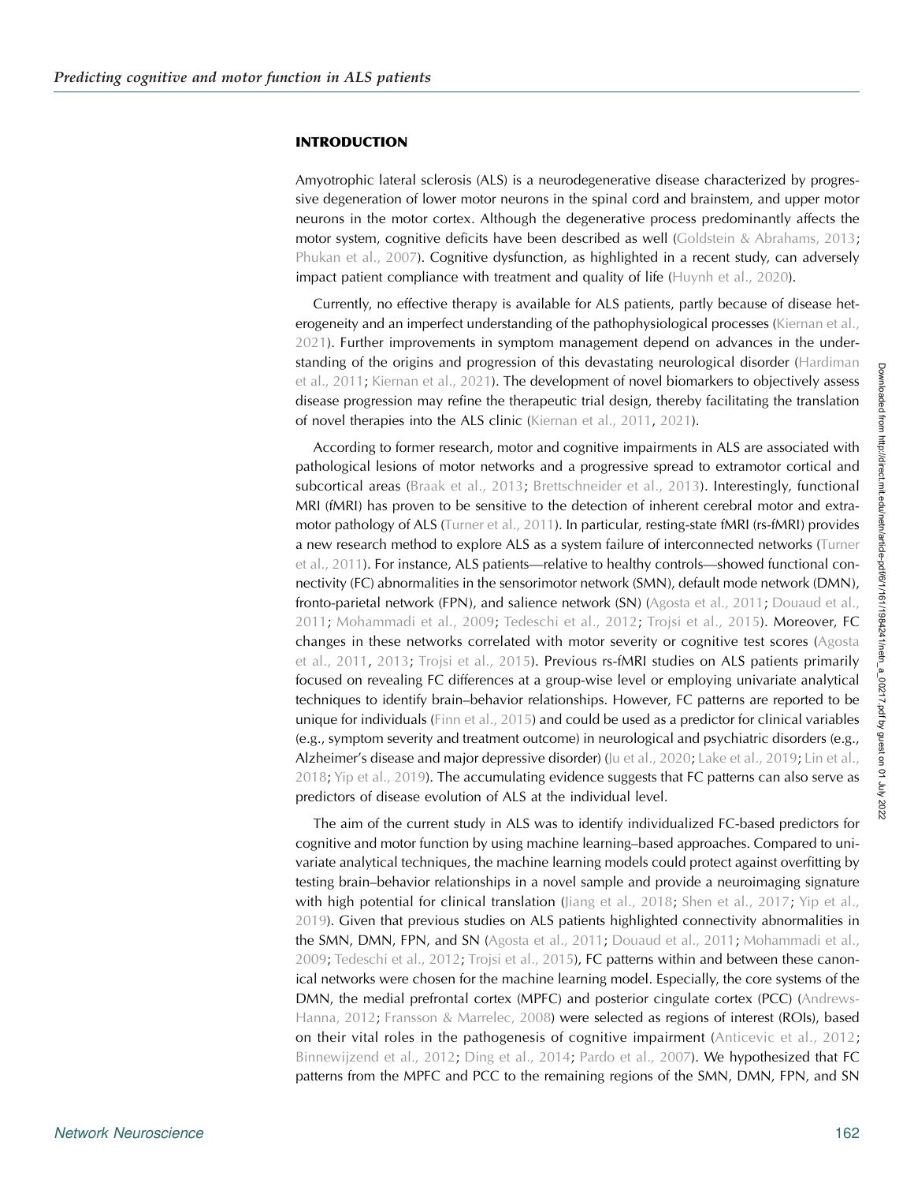## INTRODUCTION

Amyotrophic lateral sclerosis (ALS) is a neurodegenerative disease characterized by progressive degeneration of lower motor neurons in the spinal cord and brainstem, and upper motor neurons in the motor cortex. Although the degenerative process predominantly affects the motor system, cognitive deficits have been described as well (Goldstein & Abrahams, 2013; Phukan et al., 2007). Cognitive dysfunction, as highlighted in a recent study, can adversely impact patient compliance with treatment and quality of life (Huynh et al., 2020).

Currently, no effective therapy is available for ALS patients, partly because of disease heterogeneity and an imperfect understanding of the pathophysiological processes (Kiernan et al., 2021). Further improvements in symptom management depend on advances in the understanding of the origins and progression of this devastating neurological disorder (Hardiman et al., 2011; Kiernan et al., 2021). The development of novel biomarkers to objectively assess disease progression may refine the therapeutic trial design, thereby facilitating the translation of novel therapies into the ALS clinic (Kiernan et al., 2011, 2021).

According to former research, motor and cognitive impairments in ALS are associated with pathological lesions of motor networks and a progressive spread to extramotor cortical and subcortical areas (Braak et al., 2013; Brettschneider et al., 2013). Interestingly, functional MRI (fMRI) has proven to be sensitive to the detection of inherent cerebral motor and extramotor pathology of ALS (Turner et al., 2011). In particular, resting-state fMRI (rs-fMRI) provides a new research method to explore ALS as a system failure of interconnected networks (Turner et al., 2011). For instance, ALS patients—relative to healthy controls—showed functional connectivity (FC) abnormalities in the sensorimotor network (SMN), default mode network (DMN), fronto-parietal network (FPN), and salience network (SN) (Agosta et al., 2011; Douaud et al., 2011; Mohammadi et al., 2009; Tedeschi et al., 2012; Trojsi et al., 2015). Moreover, FC changes in these networks correlated with motor severity or cognitive test scores (Agosta et al., 2011, 2013; Trojsi et al., 2015). Previous rs-fMRI studies on ALS patients primarily focused on revealing FC differences at a group-wise level or employing univariate analytical techniques to identify brain–behavior relationships. However, FC patterns are reported to be unique for individuals (Finn et al., 2015) and could be used as a predictor for clinical variables (e.g., symptom severity and treatment outcome) in neurological and psychiatric disorders (e.g., Alzheimer's disease and major depressive disorder) (Ju et al., 2020; Lake et al., 2019; Lin et al., 2018; Yip et al., 2019). The accumulating evidence suggests that FC patterns can also serve as predictors of disease evolution of ALS at the individual level.

The aim of the current study in ALS was to identify individualized FC-based predictors for cognitive and motor function by using machine learning–based approaches. Compared to univariate analytical techniques, the machine learning models could protect against overfitting by testing brain–behavior relationships in a novel sample and provide a neuroimaging signature with high potential for clinical translation (Jiang et al., 2018; Shen et al., 2017; Yip et al., 2019). Given that previous studies on ALS patients highlighted connectivity abnormalities in the SMN, DMN, FPN, and SN (Agosta et al., 2011; Douaud et al., 2011; Mohammadi et al., 2009; Tedeschi et al., 2012; Trojsi et al., 2015), FC patterns within and between these canonical networks were chosen for the machine learning model. Especially, the core systems of the DMN, the medial prefrontal cortex (MPFC) and posterior cingulate cortex (PCC) (Andrews-Hanna, 2012; Fransson & Marrelec, 2008) were selected as regions of interest (ROIs), based on their vital roles in the pathogenesis of cognitive impairment (Anticevic et al., 2012; Binnewijzend et al., 2012; Ding et al., 2014; Pardo et al., 2007). We hypothesized that FC patterns from the MPFC and PCC to the remaining regions of the SMN, DMN, FPN, and SN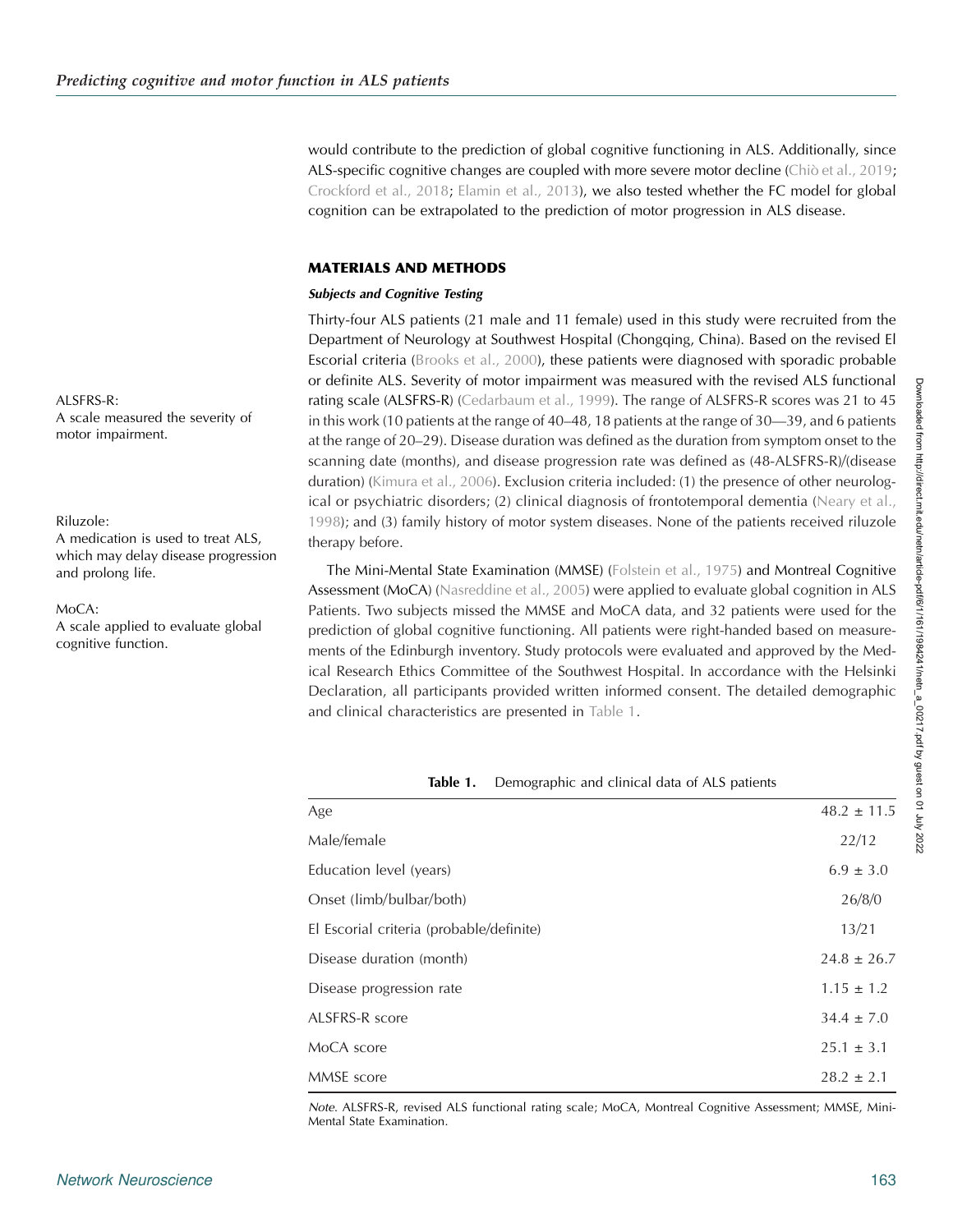would contribute to the prediction of global cognitive functioning in ALS. Additionally, since ALS-specific cognitive changes are coupled with more severe motor decline (Chiò et al., 2019; Crockford et al., 2018; Elamin et al., 2013), we also tested whether the FC model for global cognition can be extrapolated to the prediction of motor progression in ALS disease.

## MATERIALS AND METHODS

### Subjects and Cognitive Testing

Thirty-four ALS patients (21 male and 11 female) used in this study were recruited from the Department of Neurology at Southwest Hospital (Chongqing, China). Based on the revised El Escorial criteria (Brooks et al., 2000), these patients were diagnosed with sporadic probable or definite ALS. Severity of motor impairment was measured with the revised ALS functional rating scale (ALSFRS-R) (Cedarbaum et al., 1999). The range of ALSFRS-R scores was 21 to 45 in this work (10 patients at the range of 40–48, 18 patients at the range of 30—39, and 6 patients at the range of 20–29). Disease duration was defined as the duration from symptom onset to the scanning date (months), and disease progression rate was defined as (48-ALSFRS-R)/(disease duration) (Kimura et al., 2006). Exclusion criteria included: (1) the presence of other neurological or psychiatric disorders; (2) clinical diagnosis of frontotemporal dementia (Neary et al., 1998); and (3) family history of motor system diseases. None of the patients received riluzole therapy before.

ALSFRS-R:
A scale measured the severity of motor impairment.

Riluzole:
A medication is used to treat ALS, which may delay disease progression and prolong life.

MoCA:
A scale applied to evaluate global cognitive function.

The Mini-Mental State Examination (MMSE) (Folstein et al., 1975) and Montreal Cognitive Assessment (MoCA) (Nasreddine et al., 2005) were applied to evaluate global cognition in ALS Patients. Two subjects missed the MMSE and MoCA data, and 32 patients were used for the prediction of global cognitive functioning. All patients were right-handed based on measurements of the Edinburgh inventory. Study protocols were evaluated and approved by the Medical Research Ethics Committee of the Southwest Hospital. In accordance with the Helsinki Declaration, all participants provided written informed consent. The detailed demographic and clinical characteristics are presented in Table 1.

**Table 1.** Demographic and clinical data of ALS patients

| | |
|---|---|
| Age | 48.2 ± 11.5 |
| Male/female | 22/12 |
| Education level (years) | 6.9 ± 3.0 |
| Onset (limb/bulbar/both) | 26/8/0 |
| El Escorial criteria (probable/definite) | 13/21 |
| Disease duration (month) | 24.8 ± 26.7 |
| Disease progression rate | 1.15 ± 1.2 |
| ALSFRS-R score | 34.4 ± 7.0 |
| MoCA score | 25.1 ± 3.1 |
| MMSE score | 28.2 ± 2.1 |

*Note*. ALSFRS-R, revised ALS functional rating scale; MoCA, Montreal Cognitive Assessment; MMSE, Mini-Mental State Examination.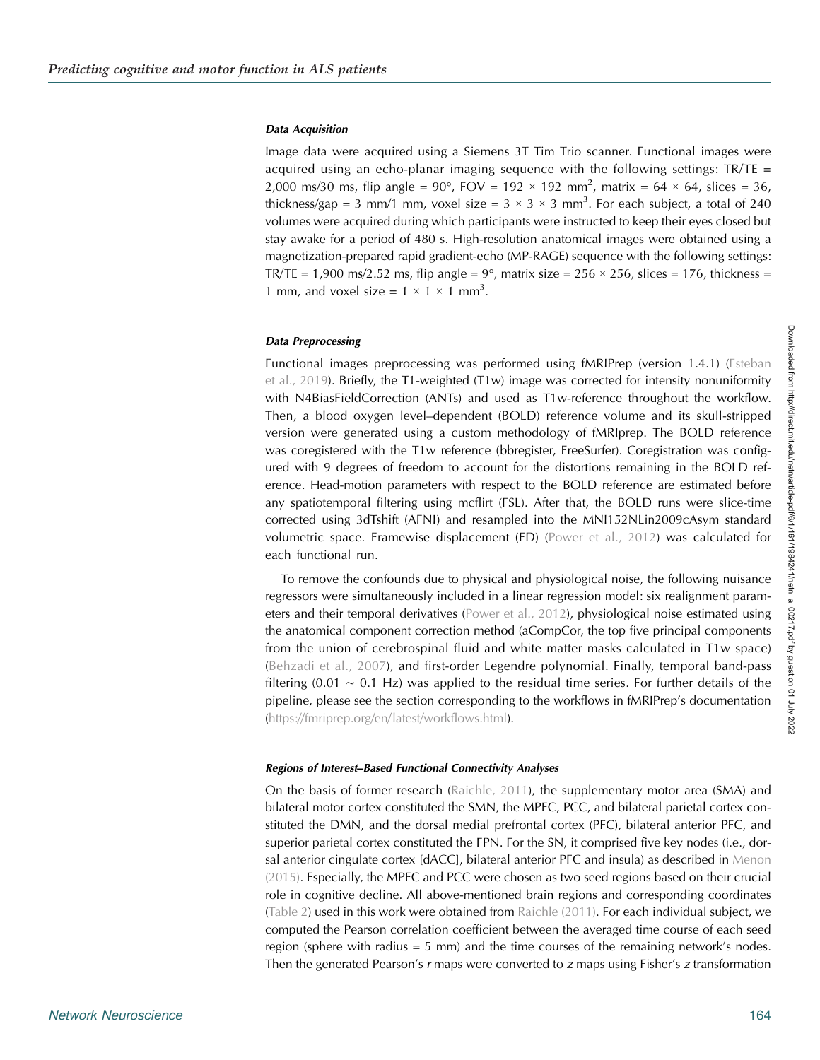#### *Data Acquisition*

Image data were acquired using a Siemens 3T Tim Trio scanner. Functional images were acquired using an echo-planar imaging sequence with the following settings: TR/TE = 2,000 ms/30 ms, flip angle = 90°, FOV = 192 × 192 mm$^2$, matrix = 64 × 64, slices = 36, thickness/gap = 3 mm/1 mm, voxel size = 3 × 3 × 3 mm$^3$. For each subject, a total of 240 volumes were acquired during which participants were instructed to keep their eyes closed but stay awake for a period of 480 s. High-resolution anatomical images were obtained using a magnetization-prepared rapid gradient-echo (MP-RAGE) sequence with the following settings: TR/TE = 1,900 ms/2.52 ms, flip angle = 9°, matrix size = 256 × 256, slices = 176, thickness = 1 mm, and voxel size = 1 × 1 × 1 mm$^3$.

#### *Data Preprocessing*

Functional images preprocessing was performed using fMRIPrep (version 1.4.1) (Esteban et al., 2019). Briefly, the T1-weighted (T1w) image was corrected for intensity nonuniformity with N4BiasFieldCorrection (ANTs) and used as T1w-reference throughout the workflow. Then, a blood oxygen level–dependent (BOLD) reference volume and its skull-stripped version were generated using a custom methodology of fMRIprep. The BOLD reference was coregistered with the T1w reference (bbregister, FreeSurfer). Coregistration was configured with 9 degrees of freedom to account for the distortions remaining in the BOLD reference. Head-motion parameters with respect to the BOLD reference are estimated before any spatiotemporal filtering using mcflirt (FSL). After that, the BOLD runs were slice-time corrected using 3dTshift (AFNI) and resampled into the MNI152NLin2009cAsym standard volumetric space. Framewise displacement (FD) (Power et al., 2012) was calculated for each functional run.

To remove the confounds due to physical and physiological noise, the following nuisance regressors were simultaneously included in a linear regression model: six realignment parameters and their temporal derivatives (Power et al., 2012), physiological noise estimated using the anatomical component correction method (aCompCor, the top five principal components from the union of cerebrospinal fluid and white matter masks calculated in T1w space) (Behzadi et al., 2007), and first-order Legendre polynomial. Finally, temporal band-pass filtering (0.01 ∼ 0.1 Hz) was applied to the residual time series. For further details of the pipeline, please see the section corresponding to the workflows in fMRIPrep's documentation (https://fmriprep.org/en/latest/workflows.html).

#### *Regions of Interest–Based Functional Connectivity Analyses*

On the basis of former research (Raichle, 2011), the supplementary motor area (SMA) and bilateral motor cortex constituted the SMN, the MPFC, PCC, and bilateral parietal cortex constituted the DMN, and the dorsal medial prefrontal cortex (PFC), bilateral anterior PFC, and superior parietal cortex constituted the FPN. For the SN, it comprised five key nodes (i.e., dorsal anterior cingulate cortex [dACC], bilateral anterior PFC and insula) as described in Menon (2015). Especially, the MPFC and PCC were chosen as two seed regions based on their crucial role in cognitive decline. All above-mentioned brain regions and corresponding coordinates (Table 2) used in this work were obtained from Raichle (2011). For each individual subject, we computed the Pearson correlation coefficient between the averaged time course of each seed region (sphere with radius = 5 mm) and the time courses of the remaining network's nodes. Then the generated Pearson's $r$ maps were converted to $z$ maps using Fisher's $z$ transformation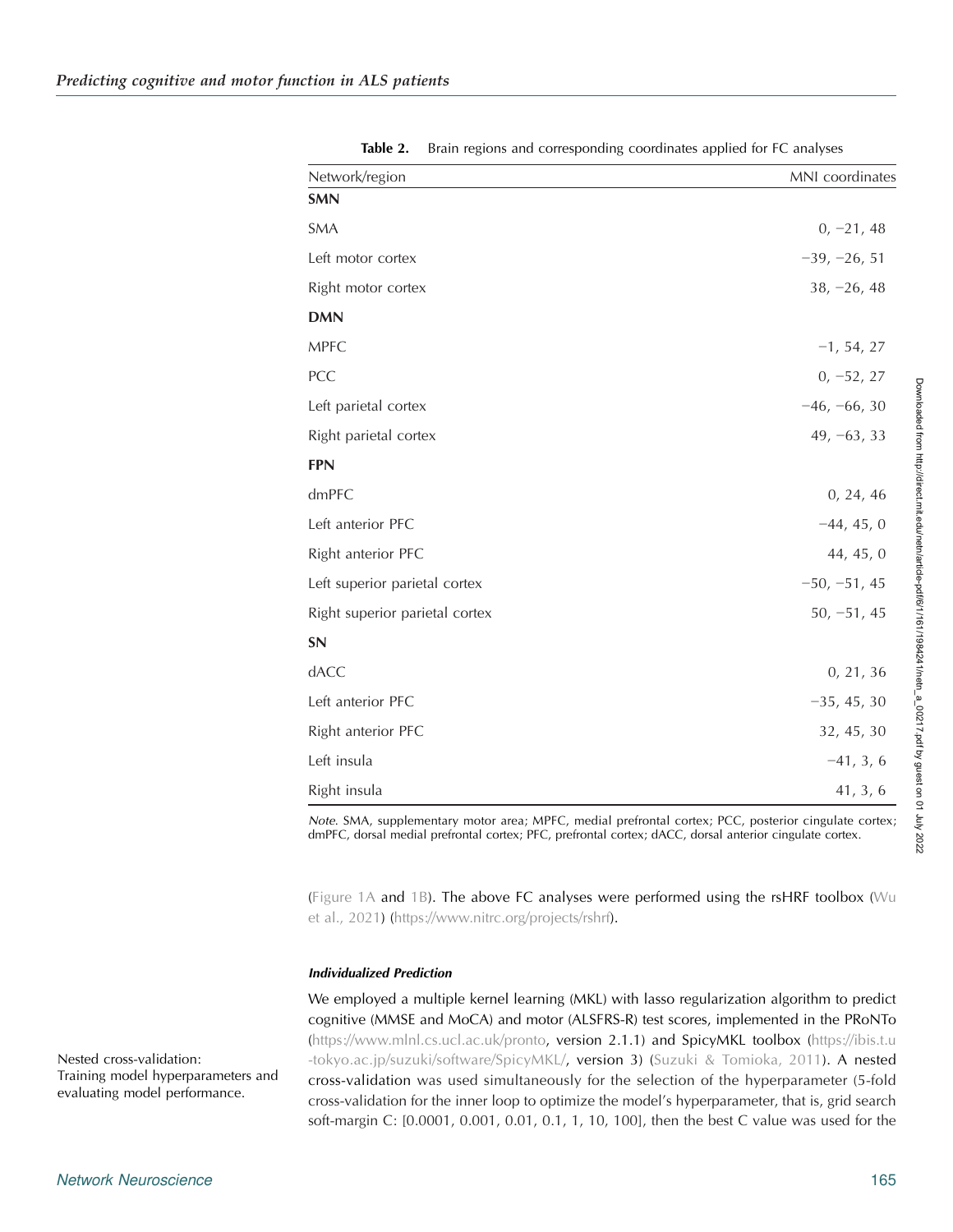**Table 2.** Brain regions and corresponding coordinates applied for FC analyses

| Network/region | MNI coordinates |
|---|---|
| **SMN** | |
| SMA | 0, −21, 48 |
| Left motor cortex | −39, −26, 51 |
| Right motor cortex | 38, −26, 48 |
| **DMN** | |
| MPFC | −1, 54, 27 |
| PCC | 0, −52, 27 |
| Left parietal cortex | −46, −66, 30 |
| Right parietal cortex | 49, −63, 33 |
| **FPN** | |
| dmPFC | 0, 24, 46 |
| Left anterior PFC | −44, 45, 0 |
| Right anterior PFC | 44, 45, 0 |
| Left superior parietal cortex | −50, −51, 45 |
| Right superior parietal cortex | 50, −51, 45 |
| **SN** | |
| dACC | 0, 21, 36 |
| Left anterior PFC | −35, 45, 30 |
| Right anterior PFC | 32, 45, 30 |
| Left insula | −41, 3, 6 |
| Right insula | 41, 3, 6 |

*Note*. SMA, supplementary motor area; MPFC, medial prefrontal cortex; PCC, posterior cingulate cortex; dmPFC, dorsal medial prefrontal cortex; PFC, prefrontal cortex; dACC, dorsal anterior cingulate cortex.

(Figure 1A and 1B). The above FC analyses were performed using the rsHRF toolbox (Wu et al., 2021) (https://www.nitrc.org/projects/rshrf).

#### *Individualized Prediction*

We employed a multiple kernel learning (MKL) with lasso regularization algorithm to predict cognitive (MMSE and MoCA) and motor (ALSFRS-R) test scores, implemented in the PRoNTo (https://www.mlnl.cs.ucl.ac.uk/pronto, version 2.1.1) and SpicyMKL toolbox (https://ibis.t.u-tokyo.ac.jp/suzuki/software/SpicyMKL/, version 3) (Suzuki & Tomioka, 2011). A nested cross-validation was used simultaneously for the selection of the hyperparameter (5-fold cross-validation for the inner loop to optimize the model's hyperparameter, that is, grid search soft-margin C: [0.0001, 0.001, 0.01, 0.1, 1, 10, 100], then the best C value was used for the

Nested cross-validation:
Training model hyperparameters and evaluating model performance.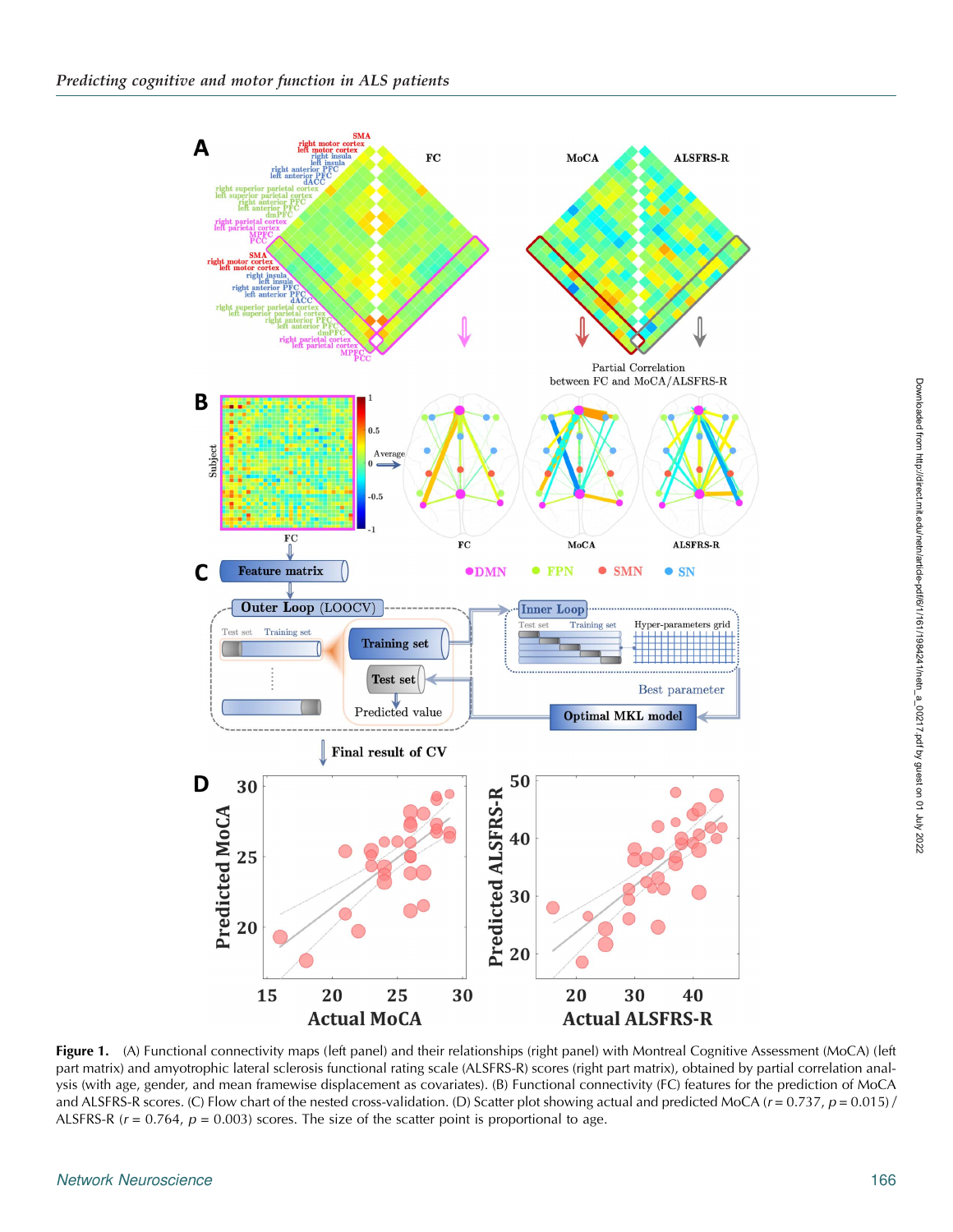**Figure 1.** (A) Functional connectivity maps (left panel) and their relationships (right panel) with Montreal Cognitive Assessment (MoCA) (left part matrix) and amyotrophic lateral sclerosis functional rating scale (ALSFRS-R) scores (right part matrix), obtained by partial correlation analysis (with age, gender, and mean framewise displacement as covariates). (B) Functional connectivity (FC) features for the prediction of MoCA and ALSFRS-R scores. (C) Flow chart of the nested cross-validation. (D) Scatter plot showing actual and predicted MoCA ($r$ = 0.737, $p$ = 0.015) / ALSFRS-R ($r$ = 0.764, $p$ = 0.003) scores. The size of the scatter point is proportional to age.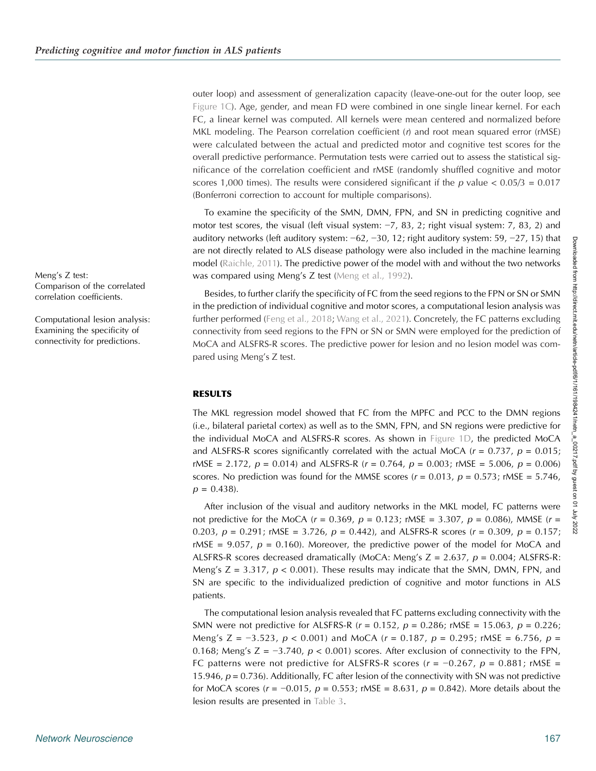outer loop) and assessment of generalization capacity (leave-one-out for the outer loop, see Figure 1C). Age, gender, and mean FD were combined in one single linear kernel. For each FC, a linear kernel was computed. All kernels were mean centered and normalized before MKL modeling. The Pearson correlation coefficient ($r$) and root mean squared error (rMSE) were calculated between the actual and predicted motor and cognitive test scores for the overall predictive performance. Permutation tests were carried out to assess the statistical significance of the correlation coefficient and rMSE (randomly shuffled cognitive and motor scores 1,000 times). The results were considered significant if the $p$ value $< 0.05/3 = 0.017$ (Bonferroni correction to account for multiple comparisons).

To examine the specificity of the SMN, DMN, FPN, and SN in predicting cognitive and motor test scores, the visual (left visual system: −7, 83, 2; right visual system: 7, 83, 2) and auditory networks (left auditory system: −62, −30, 12; right auditory system: 59, −27, 15) that are not directly related to ALS disease pathology were also included in the machine learning model (Raichle, 2011). The predictive power of the model with and without the two networks was compared using Meng's Z test (Meng et al., 1992).

Meng's Z test:
Comparison of the correlated correlation coefficients.

Besides, to further clarify the specificity of FC from the seed regions to the FPN or SN or SMN in the prediction of individual cognitive and motor scores, a computational lesion analysis was further performed (Feng et al., 2018; Wang et al., 2021). Concretely, the FC patterns excluding connectivity from seed regions to the FPN or SN or SMN were employed for the prediction of MoCA and ALSFRS-R scores. The predictive power for lesion and no lesion model was compared using Meng's Z test.

Computational lesion analysis:
Examining the specificity of connectivity for predictions.

## RESULTS

The MKL regression model showed that FC from the MPFC and PCC to the DMN regions (i.e., bilateral parietal cortex) as well as to the SMN, FPN, and SN regions were predictive for the individual MoCA and ALSFRS-R scores. As shown in Figure 1D, the predicted MoCA and ALSFRS-R scores significantly correlated with the actual MoCA ($r = 0.737$, $p = 0.015$; rMSE = 2.172, $p = 0.014$) and ALSFRS-R ($r = 0.764$, $p = 0.003$; rMSE = 5.006, $p = 0.006$) scores. No prediction was found for the MMSE scores ($r = 0.013$, $p = 0.573$; rMSE = 5.746, $p = 0.438$).

After inclusion of the visual and auditory networks in the MKL model, FC patterns were not predictive for the MoCA ($r = 0.369$, $p = 0.123$; rMSE = 3.307, $p = 0.086$), MMSE ($r = 0.203$, $p = 0.291$; rMSE = 3.726, $p = 0.442$), and ALSFRS-R scores ($r = 0.309$, $p = 0.157$; rMSE = 9.057, $p = 0.160$). Moreover, the predictive power of the model for MoCA and ALSFRS-R scores decreased dramatically (MoCA: Meng's Z = 2.637, $p = 0.004$; ALSFRS-R: Meng's Z = 3.317, $p < 0.001$). These results may indicate that the SMN, DMN, FPN, and SN are specific to the individualized prediction of cognitive and motor functions in ALS patients.

The computational lesion analysis revealed that FC patterns excluding connectivity with the SMN were not predictive for ALSFRS-R ($r = 0.152$, $p = 0.286$; rMSE = 15.063, $p = 0.226$; Meng's Z = −3.523, $p < 0.001$) and MoCA ($r = 0.187$, $p = 0.295$; rMSE = 6.756, $p = 0.168$; Meng's Z = −3.740, $p < 0.001$) scores. After exclusion of connectivity to the FPN, FC patterns were not predictive for ALSFRS-R scores ($r = -0.267$, $p = 0.881$; rMSE = 15.946, $p = 0.736$). Additionally, FC after lesion of the connectivity with SN was not predictive for MoCA scores ($r = -0.015$, $p = 0.553$; rMSE = 8.631, $p = 0.842$). More details about the lesion results are presented in Table 3.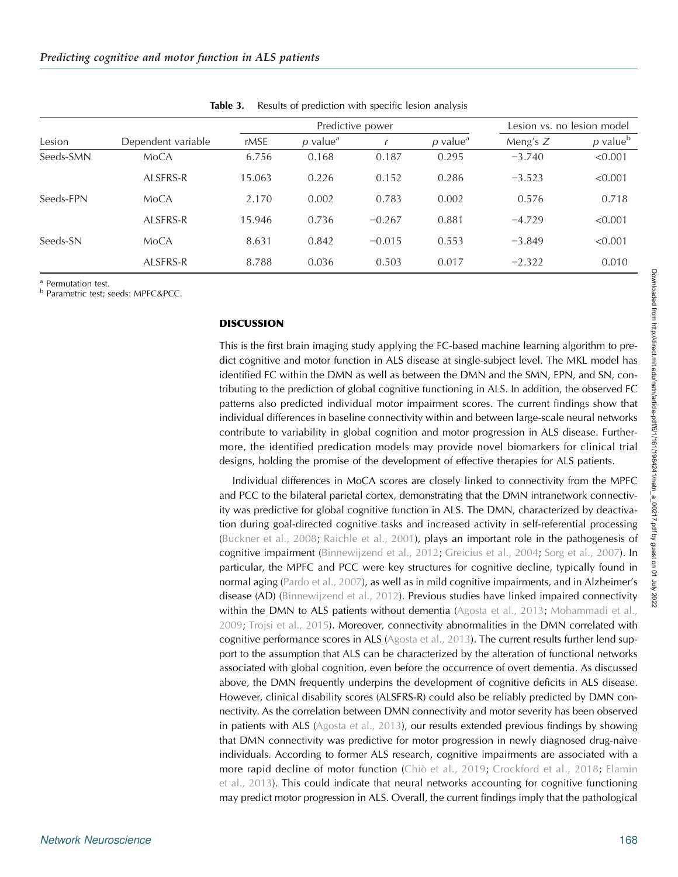**Table 3.** Results of prediction with specific lesion analysis

| Lesion | Dependent variable | Predictive power | | | | Lesion vs. no lesion model | |
|---|---|---|---|---|---|---|---|
| | | rMSE | *p* value[a] | *r* | *p* value[a] | Meng's *Z* | *p* value[b] |
| Seeds-SMN | MoCA | 6.756 | 0.168 | 0.187 | 0.295 | −3.740 | <0.001 |
| | ALSFRS-R | 15.063 | 0.226 | 0.152 | 0.286 | −3.523 | <0.001 |
| Seeds-FPN | MoCA | 2.170 | 0.002 | 0.783 | 0.002 | 0.576 | 0.718 |
| | ALSFRS-R | 15.946 | 0.736 | −0.267 | 0.881 | −4.729 | <0.001 |
| Seeds-SN | MoCA | 8.631 | 0.842 | −0.015 | 0.553 | −3.849 | <0.001 |
| | ALSFRS-R | 8.788 | 0.036 | 0.503 | 0.017 | −2.322 | 0.010 |

[a] Permutation test.
[b] Parametric test; seeds: MPFC&PCC.

## DISCUSSION

This is the first brain imaging study applying the FC-based machine learning algorithm to predict cognitive and motor function in ALS disease at single-subject level. The MKL model has identified FC within the DMN as well as between the DMN and the SMN, FPN, and SN, contributing to the prediction of global cognitive functioning in ALS. In addition, the observed FC patterns also predicted individual motor impairment scores. The current findings show that individual differences in baseline connectivity within and between large-scale neural networks contribute to variability in global cognition and motor progression in ALS disease. Furthermore, the identified predication models may provide novel biomarkers for clinical trial designs, holding the promise of the development of effective therapies for ALS patients.

Individual differences in MoCA scores are closely linked to connectivity from the MPFC and PCC to the bilateral parietal cortex, demonstrating that the DMN intranetwork connectivity was predictive for global cognitive function in ALS. The DMN, characterized by deactivation during goal-directed cognitive tasks and increased activity in self-referential processing (Buckner et al., 2008; Raichle et al., 2001), plays an important role in the pathogenesis of cognitive impairment (Binnewijzend et al., 2012; Greicius et al., 2004; Sorg et al., 2007). In particular, the MPFC and PCC were key structures for cognitive decline, typically found in normal aging (Pardo et al., 2007), as well as in mild cognitive impairments, and in Alzheimer's disease (AD) (Binnewijzend et al., 2012). Previous studies have linked impaired connectivity within the DMN to ALS patients without dementia (Agosta et al., 2013; Mohammadi et al., 2009; Trojsi et al., 2015). Moreover, connectivity abnormalities in the DMN correlated with cognitive performance scores in ALS (Agosta et al., 2013). The current results further lend support to the assumption that ALS can be characterized by the alteration of functional networks associated with global cognition, even before the occurrence of overt dementia. As discussed above, the DMN frequently underpins the development of cognitive deficits in ALS disease. However, clinical disability scores (ALSFRS-R) could also be reliably predicted by DMN connectivity. As the correlation between DMN connectivity and motor severity has been observed in patients with ALS (Agosta et al., 2013), our results extended previous findings by showing that DMN connectivity was predictive for motor progression in newly diagnosed drug-naive individuals. According to former ALS research, cognitive impairments are associated with a more rapid decline of motor function (Chiò et al., 2019; Crockford et al., 2018; Elamin et al., 2013). This could indicate that neural networks accounting for cognitive functioning may predict motor progression in ALS. Overall, the current findings imply that the pathological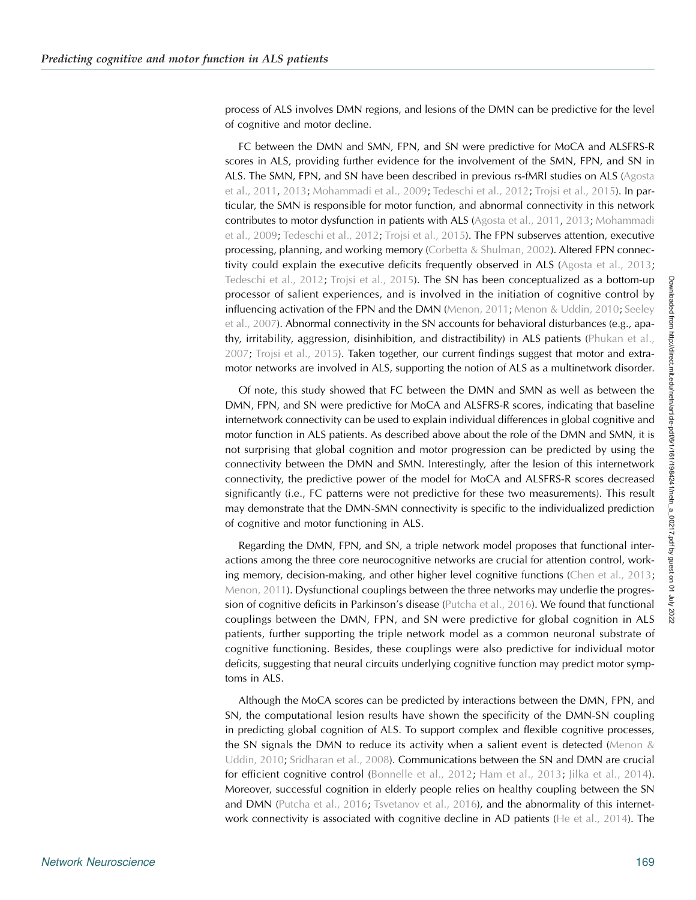process of ALS involves DMN regions, and lesions of the DMN can be predictive for the level of cognitive and motor decline.

FC between the DMN and SMN, FPN, and SN were predictive for MoCA and ALSFRS-R scores in ALS, providing further evidence for the involvement of the SMN, FPN, and SN in ALS. The SMN, FPN, and SN have been described in previous rs-fMRI studies on ALS (Agosta et al., 2011, 2013; Mohammadi et al., 2009; Tedeschi et al., 2012; Trojsi et al., 2015). In particular, the SMN is responsible for motor function, and abnormal connectivity in this network contributes to motor dysfunction in patients with ALS (Agosta et al., 2011, 2013; Mohammadi et al., 2009; Tedeschi et al., 2012; Trojsi et al., 2015). The FPN subserves attention, executive processing, planning, and working memory (Corbetta & Shulman, 2002). Altered FPN connectivity could explain the executive deficits frequently observed in ALS (Agosta et al., 2013; Tedeschi et al., 2012; Trojsi et al., 2015). The SN has been conceptualized as a bottom-up processor of salient experiences, and is involved in the initiation of cognitive control by influencing activation of the FPN and the DMN (Menon, 2011; Menon & Uddin, 2010; Seeley et al., 2007). Abnormal connectivity in the SN accounts for behavioral disturbances (e.g., apathy, irritability, aggression, disinhibition, and distractibility) in ALS patients (Phukan et al., 2007; Trojsi et al., 2015). Taken together, our current findings suggest that motor and extramotor networks are involved in ALS, supporting the notion of ALS as a multinetwork disorder.

Of note, this study showed that FC between the DMN and SMN as well as between the DMN, FPN, and SN were predictive for MoCA and ALSFRS-R scores, indicating that baseline internetwork connectivity can be used to explain individual differences in global cognitive and motor function in ALS patients. As described above about the role of the DMN and SMN, it is not surprising that global cognition and motor progression can be predicted by using the connectivity between the DMN and SMN. Interestingly, after the lesion of this internetwork connectivity, the predictive power of the model for MoCA and ALSFRS-R scores decreased significantly (i.e., FC patterns were not predictive for these two measurements). This result may demonstrate that the DMN-SMN connectivity is specific to the individualized prediction of cognitive and motor functioning in ALS.

Regarding the DMN, FPN, and SN, a triple network model proposes that functional interactions among the three core neurocognitive networks are crucial for attention control, working memory, decision-making, and other higher level cognitive functions (Chen et al., 2013; Menon, 2011). Dysfunctional couplings between the three networks may underlie the progression of cognitive deficits in Parkinson's disease (Putcha et al., 2016). We found that functional couplings between the DMN, FPN, and SN were predictive for global cognition in ALS patients, further supporting the triple network model as a common neuronal substrate of cognitive functioning. Besides, these couplings were also predictive for individual motor deficits, suggesting that neural circuits underlying cognitive function may predict motor symptoms in ALS.

Although the MoCA scores can be predicted by interactions between the DMN, FPN, and SN, the computational lesion results have shown the specificity of the DMN-SN coupling in predicting global cognition of ALS. To support complex and flexible cognitive processes, the SN signals the DMN to reduce its activity when a salient event is detected (Menon & Uddin, 2010; Sridharan et al., 2008). Communications between the SN and DMN are crucial for efficient cognitive control (Bonnelle et al., 2012; Ham et al., 2013; Jilka et al., 2014). Moreover, successful cognition in elderly people relies on healthy coupling between the SN and DMN (Putcha et al., 2016; Tsvetanov et al., 2016), and the abnormality of this internetwork connectivity is associated with cognitive decline in AD patients (He et al., 2014). The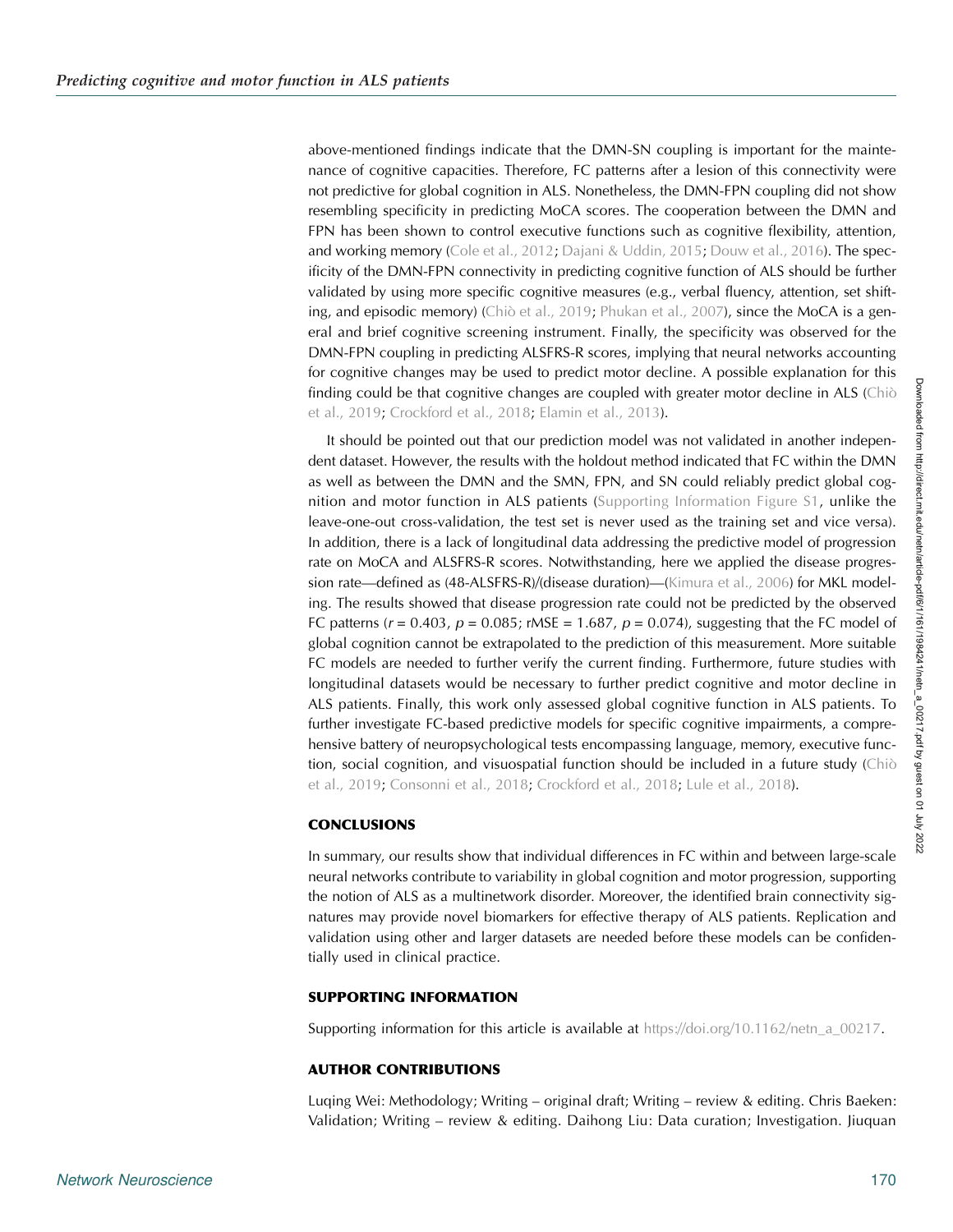above-mentioned findings indicate that the DMN-SN coupling is important for the maintenance of cognitive capacities. Therefore, FC patterns after a lesion of this connectivity were not predictive for global cognition in ALS. Nonetheless, the DMN-FPN coupling did not show resembling specificity in predicting MoCA scores. The cooperation between the DMN and FPN has been shown to control executive functions such as cognitive flexibility, attention, and working memory (Cole et al., 2012; Dajani & Uddin, 2015; Douw et al., 2016). The specificity of the DMN-FPN connectivity in predicting cognitive function of ALS should be further validated by using more specific cognitive measures (e.g., verbal fluency, attention, set shifting, and episodic memory) (Chiò et al., 2019; Phukan et al., 2007), since the MoCA is a general and brief cognitive screening instrument. Finally, the specificity was observed for the DMN-FPN coupling in predicting ALSFRS-R scores, implying that neural networks accounting for cognitive changes may be used to predict motor decline. A possible explanation for this finding could be that cognitive changes are coupled with greater motor decline in ALS (Chiò et al., 2019; Crockford et al., 2018; Elamin et al., 2013).

It should be pointed out that our prediction model was not validated in another independent dataset. However, the results with the holdout method indicated that FC within the DMN as well as between the DMN and the SMN, FPN, and SN could reliably predict global cognition and motor function in ALS patients (Supporting Information Figure S1, unlike the leave-one-out cross-validation, the test set is never used as the training set and vice versa). In addition, there is a lack of longitudinal data addressing the predictive model of progression rate on MoCA and ALSFRS-R scores. Notwithstanding, here we applied the disease progression rate—defined as (48-ALSFRS-R)/(disease duration)—(Kimura et al., 2006) for MKL modeling. The results showed that disease progression rate could not be predicted by the observed FC patterns ($r = 0.403$, $p = 0.085$; rMSE = 1.687, $p = 0.074$), suggesting that the FC model of global cognition cannot be extrapolated to the prediction of this measurement. More suitable FC models are needed to further verify the current finding. Furthermore, future studies with longitudinal datasets would be necessary to further predict cognitive and motor decline in ALS patients. Finally, this work only assessed global cognitive function in ALS patients. To further investigate FC-based predictive models for specific cognitive impairments, a comprehensive battery of neuropsychological tests encompassing language, memory, executive function, social cognition, and visuospatial function should be included in a future study (Chiò et al., 2019; Consonni et al., 2018; Crockford et al., 2018; Lule et al., 2018).

## CONCLUSIONS

In summary, our results show that individual differences in FC within and between large-scale neural networks contribute to variability in global cognition and motor progression, supporting the notion of ALS as a multinetwork disorder. Moreover, the identified brain connectivity signatures may provide novel biomarkers for effective therapy of ALS patients. Replication and validation using other and larger datasets are needed before these models can be confidentially used in clinical practice.

## SUPPORTING INFORMATION

Supporting information for this article is available at https://doi.org/10.1162/netn_a_00217.

## AUTHOR CONTRIBUTIONS

Luqing Wei: Methodology; Writing – original draft; Writing – review & editing. Chris Baeken: Validation; Writing – review & editing. Daihong Liu: Data curation; Investigation. Jiuquan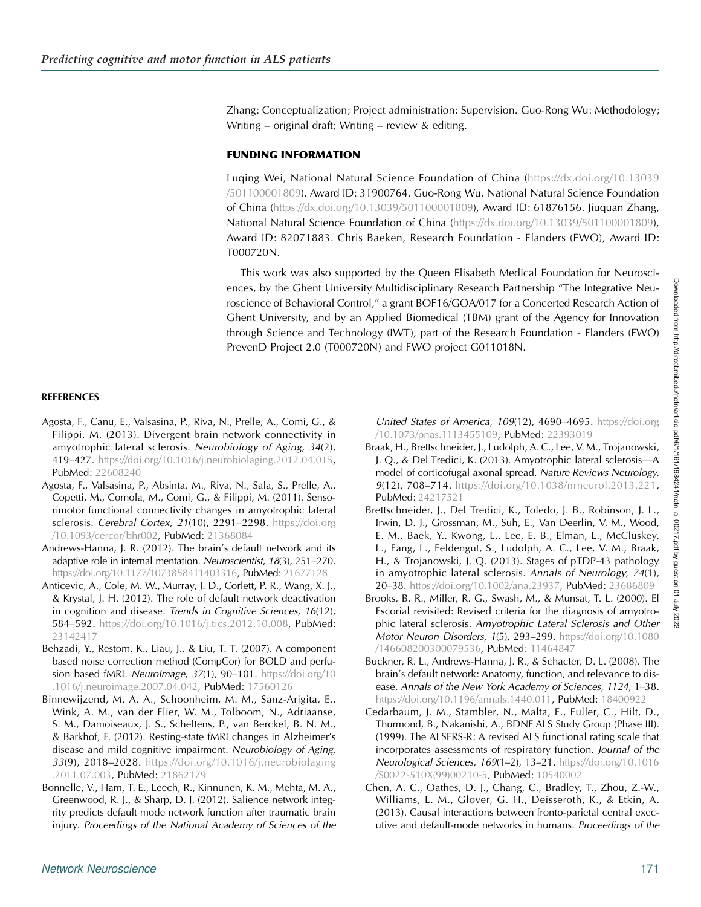Zhang: Conceptualization; Project administration; Supervision. Guo-Rong Wu: Methodology; Writing – original draft; Writing – review & editing.

## FUNDING INFORMATION

Luqing Wei, National Natural Science Foundation of China (https://dx.doi.org/10.13039/501100001809), Award ID: 31900764. Guo-Rong Wu, National Natural Science Foundation of China (https://dx.doi.org/10.13039/501100001809), Award ID: 61876156. Jiuquan Zhang, National Natural Science Foundation of China (https://dx.doi.org/10.13039/501100001809), Award ID: 82071883. Chris Baeken, Research Foundation - Flanders (FWO), Award ID: T000720N.

This work was also supported by the Queen Elisabeth Medical Foundation for Neurosciences, by the Ghent University Multidisciplinary Research Partnership "The Integrative Neuroscience of Behavioral Control," a grant BOF16/GOA/017 for a Concerted Research Action of Ghent University, and by an Applied Biomedical (TBM) grant of the Agency for Innovation through Science and Technology (IWT), part of the Research Foundation - Flanders (FWO) PrevenD Project 2.0 (T000720N) and FWO project G011018N.

## REFERENCES

Agosta, F., Canu, E., Valsasina, P., Riva, N., Prelle, A., Comi, G., & Filippi, M. (2013). Divergent brain network connectivity in amyotrophic lateral sclerosis. *Neurobiology of Aging*, *34*(2), 419–427. https://doi.org/10.1016/j.neurobiolaging.2012.04.015, PubMed: 22608240

Agosta, F., Valsasina, P., Absinta, M., Riva, N., Sala, S., Prelle, A., Copetti, M., Comola, M., Comi, G., & Filippi, M. (2011). Sensorimotor functional connectivity changes in amyotrophic lateral sclerosis. *Cerebral Cortex*, *21*(10), 2291–2298. https://doi.org/10.1093/cercor/bhr002, PubMed: 21368084

Andrews-Hanna, J. R. (2012). The brain's default network and its adaptive role in internal mentation. *Neuroscientist*, *18*(3), 251–270. https://doi.org/10.1177/1073858411403316, PubMed: 21677128

Anticevic, A., Cole, M. W., Murray, J. D., Corlett, P. R., Wang, X. J., & Krystal, J. H. (2012). The role of default network deactivation in cognition and disease. *Trends in Cognitive Sciences*, *16*(12), 584–592. https://doi.org/10.1016/j.tics.2012.10.008, PubMed: 23142417

Behzadi, Y., Restom, K., Liau, J., & Liu, T. T. (2007). A component based noise correction method (CompCor) for BOLD and perfusion based fMRI. *NeuroImage*, *37*(1), 90–101. https://doi.org/10.1016/j.neuroimage.2007.04.042, PubMed: 17560126

Binnewijzend, M. A. A., Schoonheim, M. M., Sanz-Arigita, E., Wink, A. M., van der Flier, W. M., Tolboom, N., Adriaanse, S. M., Damoiseaux, J. S., Scheltens, P., van Berckel, B. N. M., & Barkhof, F. (2012). Resting-state fMRI changes in Alzheimer's disease and mild cognitive impairment. *Neurobiology of Aging*, *33*(9), 2018–2028. https://doi.org/10.1016/j.neurobiolaging.2011.07.003, PubMed: 21862179

Bonnelle, V., Ham, T. E., Leech, R., Kinnunen, K. M., Mehta, M. A., Greenwood, R. J., & Sharp, D. J. (2012). Salience network integrity predicts default mode network function after traumatic brain injury. *Proceedings of the National Academy of Sciences of the United States of America*, *109*(12), 4690–4695. https://doi.org/10.1073/pnas.1113455109, PubMed: 22393019

Braak, H., Brettschneider, J., Ludolph, A. C., Lee, V. M., Trojanowski, J. Q., & Del Tredici, K. (2013). Amyotrophic lateral sclerosis—A model of corticofugal axonal spread. *Nature Reviews Neurology*, *9*(12), 708–714. https://doi.org/10.1038/nrneurol.2013.221, PubMed: 24217521

Brettschneider, J., Del Tredici, K., Toledo, J. B., Robinson, J. L., Irwin, D. J., Grossman, M., Suh, E., Van Deerlin, V. M., Wood, E. M., Baek, Y., Kwong, L., Lee, E. B., Elman, L., McCluskey, L., Fang, L., Feldengut, S., Ludolph, A. C., Lee, V. M., Braak, H., & Trojanowski, J. Q. (2013). Stages of pTDP-43 pathology in amyotrophic lateral sclerosis. *Annals of Neurology*, *74*(1), 20–38. https://doi.org/10.1002/ana.23937, PubMed: 23686809

Brooks, B. R., Miller, R. G., Swash, M., & Munsat, T. L. (2000). El Escorial revisited: Revised criteria for the diagnosis of amyotrophic lateral sclerosis. *Amyotrophic Lateral Sclerosis and Other Motor Neuron Disorders*, *1*(5), 293–299. https://doi.org/10.1080/146608200300079536, PubMed: 11464847

Buckner, R. L., Andrews-Hanna, J. R., & Schacter, D. L. (2008). The brain's default network: Anatomy, function, and relevance to disease. *Annals of the New York Academy of Sciences*, *1124*, 1–38. https://doi.org/10.1196/annals.1440.011, PubMed: 18400922

Cedarbaum, J. M., Stambler, N., Malta, E., Fuller, C., Hilt, D., Thurmond, B., Nakanishi, A., BDNF ALS Study Group (Phase III). (1999). The ALSFRS-R: A revised ALS functional rating scale that incorporates assessments of respiratory function. *Journal of the Neurological Sciences*, *169*(1–2), 13–21. https://doi.org/10.1016/S0022-510X(99)00210-5, PubMed: 10540002

Chen, A. C., Oathes, D. J., Chang, C., Bradley, T., Zhou, Z.-W., Williams, L. M., Glover, G. H., Deisseroth, K., & Etkin, A. (2013). Causal interactions between fronto-parietal central executive and default-mode networks in humans. *Proceedings of the*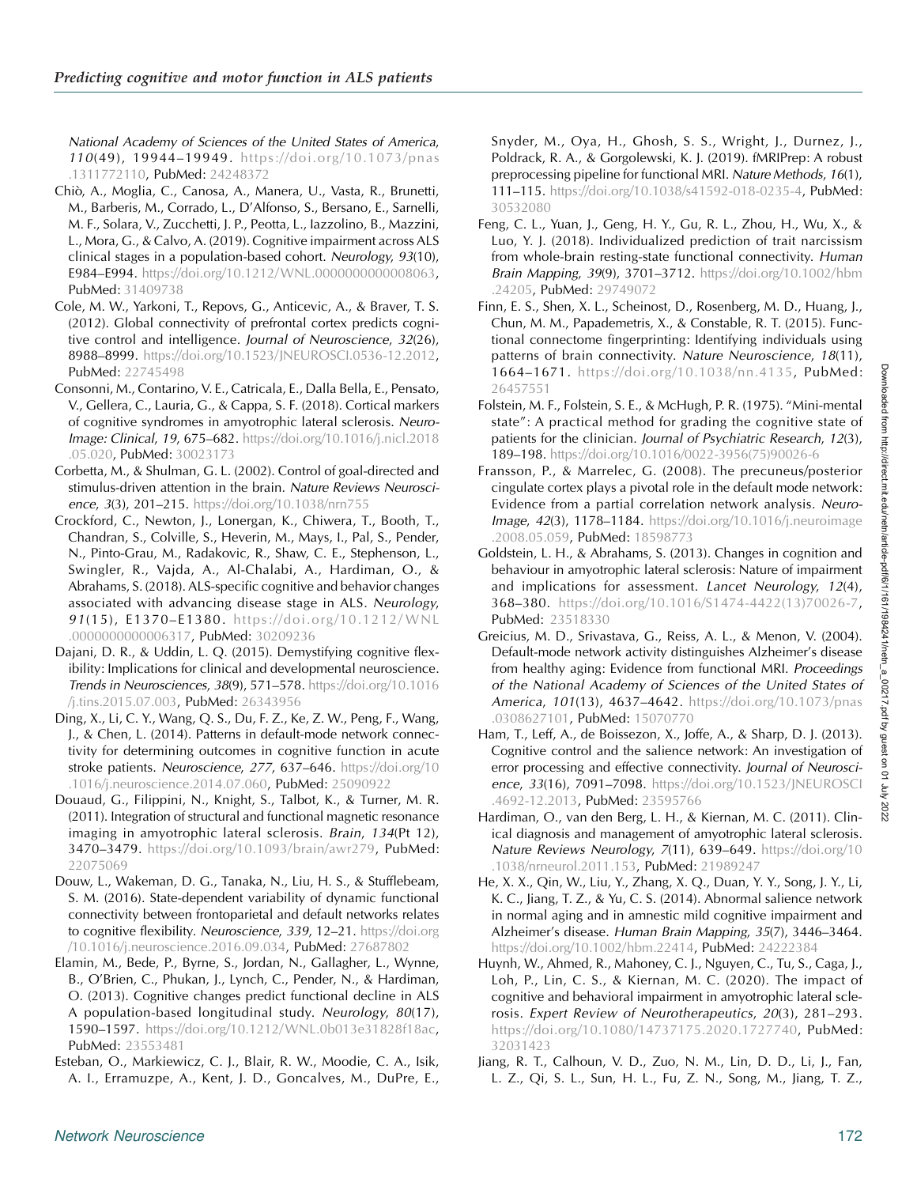*National Academy of Sciences of the United States of America*, *110*(49), 19944–19949. https://doi.org/10.1073/pnas.1311772110, PubMed: 24248372

Chiò, A., Moglia, C., Canosa, A., Manera, U., Vasta, R., Brunetti, M., Barberis, M., Corrado, L., D'Alfonso, S., Bersano, E., Sarnelli, M. F., Solara, V., Zucchetti, J. P., Peotta, L., Iazzolino, B., Mazzini, L., Mora, G., & Calvo, A. (2019). Cognitive impairment across ALS clinical stages in a population-based cohort. *Neurology*, *93*(10), E984–E994. https://doi.org/10.1212/WNL.0000000000008063, PubMed: 31409738

Cole, M. W., Yarkoni, T., Repovs, G., Anticevic, A., & Braver, T. S. (2012). Global connectivity of prefrontal cortex predicts cognitive control and intelligence. *Journal of Neuroscience*, *32*(26), 8988–8999. https://doi.org/10.1523/JNEUROSCI.0536-12.2012, PubMed: 22745498

Consonni, M., Contarino, V. E., Catricala, E., Dalla Bella, E., Pensato, V., Gellera, C., Lauria, G., & Cappa, S. F. (2018). Cortical markers of cognitive syndromes in amyotrophic lateral sclerosis. *NeuroImage: Clinical*, *19*, 675–682. https://doi.org/10.1016/j.nicl.2018.05.020, PubMed: 30023173

Corbetta, M., & Shulman, G. L. (2002). Control of goal-directed and stimulus-driven attention in the brain. *Nature Reviews Neuroscience*, *3*(3), 201–215. https://doi.org/10.1038/nrn755

Crockford, C., Newton, J., Lonergan, K., Chiwera, T., Booth, T., Chandran, S., Colville, S., Heverin, M., Mays, I., Pal, S., Pender, N., Pinto-Grau, M., Radakovic, R., Shaw, C. E., Stephenson, L., Swingler, R., Vajda, A., Al-Chalabi, A., Hardiman, O., & Abrahams, S. (2018). ALS-specific cognitive and behavior changes associated with advancing disease stage in ALS. *Neurology*, *91*(15), E1370–E1380. https://doi.org/10.1212/WNL.0000000000006317, PubMed: 30209236

Dajani, D. R., & Uddin, L. Q. (2015). Demystifying cognitive flexibility: Implications for clinical and developmental neuroscience. *Trends in Neurosciences*, *38*(9), 571–578. https://doi.org/10.1016/j.tins.2015.07.003, PubMed: 26343956

Ding, X., Li, C. Y., Wang, Q. S., Du, F. Z., Ke, Z. W., Peng, F., Wang, J., & Chen, L. (2014). Patterns in default-mode network connectivity for determining outcomes in cognitive function in acute stroke patients. *Neuroscience*, *277*, 637–646. https://doi.org/10.1016/j.neuroscience.2014.07.060, PubMed: 25090922

Douaud, G., Filippini, N., Knight, S., Talbot, K., & Turner, M. R. (2011). Integration of structural and functional magnetic resonance imaging in amyotrophic lateral sclerosis. *Brain*, *134*(Pt 12), 3470–3479. https://doi.org/10.1093/brain/awr279, PubMed: 22075069

Douw, L., Wakeman, D. G., Tanaka, N., Liu, H. S., & Stufflebeam, S. M. (2016). State-dependent variability of dynamic functional connectivity between frontoparietal and default networks relates to cognitive flexibility. *Neuroscience*, *339*, 12–21. https://doi.org/10.1016/j.neuroscience.2016.09.034, PubMed: 27687802

Elamin, M., Bede, P., Byrne, S., Jordan, N., Gallagher, L., Wynne, B., O'Brien, C., Phukan, J., Lynch, C., Pender, N., & Hardiman, O. (2013). Cognitive changes predict functional decline in ALS A population-based longitudinal study. *Neurology*, *80*(17), 1590–1597. https://doi.org/10.1212/WNL.0b013e31828f18ac, PubMed: 23553481

Esteban, O., Markiewicz, C. J., Blair, R. W., Moodie, C. A., Isik, A. I., Erramuzpe, A., Kent, J. D., Goncalves, M., DuPre, E., Snyder, M., Oya, H., Ghosh, S. S., Wright, J., Durnez, J., Poldrack, R. A., & Gorgolewski, K. J. (2019). fMRIPrep: A robust preprocessing pipeline for functional MRI. *Nature Methods*, *16*(1), 111–115. https://doi.org/10.1038/s41592-018-0235-4, PubMed: 30532080

Feng, C. L., Yuan, J., Geng, H. Y., Gu, R. L., Zhou, H., Wu, X., & Luo, Y. J. (2018). Individualized prediction of trait narcissism from whole-brain resting-state functional connectivity. *Human Brain Mapping*, *39*(9), 3701–3712. https://doi.org/10.1002/hbm.24205, PubMed: 29749072

Finn, E. S., Shen, X. L., Scheinost, D., Rosenberg, M. D., Huang, J., Chun, M. M., Papademetris, X., & Constable, R. T. (2015). Functional connectome fingerprinting: Identifying individuals using patterns of brain connectivity. *Nature Neuroscience*, *18*(11), 1664–1671. https://doi.org/10.1038/nn.4135, PubMed: 26457551

Folstein, M. F., Folstein, S. E., & McHugh, P. R. (1975). "Mini-mental state": A practical method for grading the cognitive state of patients for the clinician. *Journal of Psychiatric Research*, *12*(3), 189–198. https://doi.org/10.1016/0022-3956(75)90026-6

Fransson, P., & Marrelec, G. (2008). The precuneus/posterior cingulate cortex plays a pivotal role in the default mode network: Evidence from a partial correlation network analysis. *NeuroImage*, *42*(3), 1178–1184. https://doi.org/10.1016/j.neuroimage.2008.05.059, PubMed: 18598773

Goldstein, L. H., & Abrahams, S. (2013). Changes in cognition and behaviour in amyotrophic lateral sclerosis: Nature of impairment and implications for assessment. *Lancet Neurology*, *12*(4), 368–380. https://doi.org/10.1016/S1474-4422(13)70026-7, PubMed: 23518330

Greicius, M. D., Srivastava, G., Reiss, A. L., & Menon, V. (2004). Default-mode network activity distinguishes Alzheimer's disease from healthy aging: Evidence from functional MRI. *Proceedings of the National Academy of Sciences of the United States of America*, *101*(13), 4637–4642. https://doi.org/10.1073/pnas.0308627101, PubMed: 15070770

Ham, T., Leff, A., de Boissezon, X., Joffe, A., & Sharp, D. J. (2013). Cognitive control and the salience network: An investigation of error processing and effective connectivity. *Journal of Neuroscience*, *33*(16), 7091–7098. https://doi.org/10.1523/JNEUROSCI.4692-12.2013, PubMed: 23595766

Hardiman, O., van den Berg, L. H., & Kiernan, M. C. (2011). Clinical diagnosis and management of amyotrophic lateral sclerosis. *Nature Reviews Neurology*, *7*(11), 639–649. https://doi.org/10.1038/nrneurol.2011.153, PubMed: 21989247

He, X. X., Qin, W., Liu, Y., Zhang, X. Q., Duan, Y. Y., Song, J. Y., Li, K. C., Jiang, T. Z., & Yu, C. S. (2014). Abnormal salience network in normal aging and in amnestic mild cognitive impairment and Alzheimer's disease. *Human Brain Mapping*, *35*(7), 3446–3464. https://doi.org/10.1002/hbm.22414, PubMed: 24222384

Huynh, W., Ahmed, R., Mahoney, C. J., Nguyen, C., Tu, S., Caga, J., Loh, P., Lin, C. S., & Kiernan, M. C. (2020). The impact of cognitive and behavioral impairment in amyotrophic lateral sclerosis. *Expert Review of Neurotherapeutics*, *20*(3), 281–293. https://doi.org/10.1080/14737175.2020.1727740, PubMed: 32031423

Jiang, R. T., Calhoun, V. D., Zuo, N. M., Lin, D. D., Li, J., Fan, L. Z., Qi, S. L., Sun, H. L., Fu, Z. N., Song, M., Jiang, T. Z.,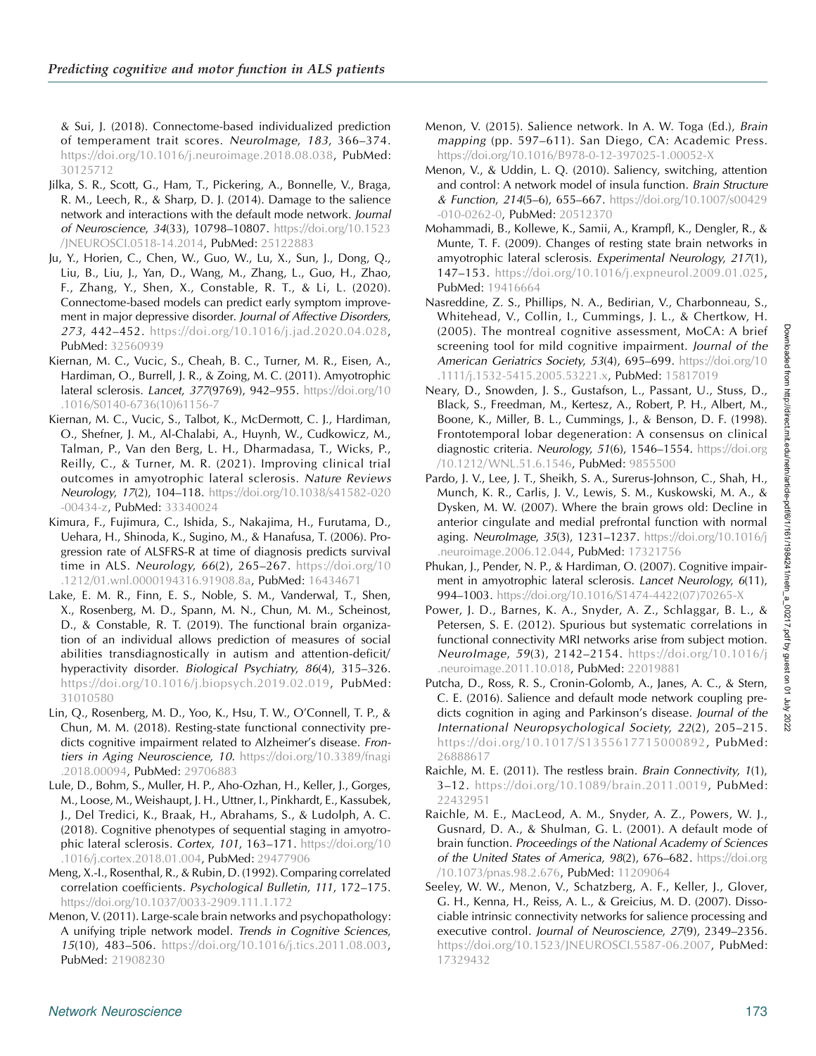& Sui, J. (2018). Connectome-based individualized prediction of temperament trait scores. *NeuroImage*, *183*, 366–374. https://doi.org/10.1016/j.neuroimage.2018.08.038, PubMed: 30125712

Jilka, S. R., Scott, G., Ham, T., Pickering, A., Bonnelle, V., Braga, R. M., Leech, R., & Sharp, D. J. (2014). Damage to the salience network and interactions with the default mode network. *Journal of Neuroscience*, *34*(33), 10798–10807. https://doi.org/10.1523/JNEUROSCI.0518-14.2014, PubMed: 25122883

Ju, Y., Horien, C., Chen, W., Guo, W., Lu, X., Sun, J., Dong, Q., Liu, B., Liu, J., Yan, D., Wang, M., Zhang, L., Guo, H., Zhao, F., Zhang, Y., Shen, X., Constable, R. T., & Li, L. (2020). Connectome-based models can predict early symptom improvement in major depressive disorder. *Journal of Affective Disorders*, *273*, 442–452. https://doi.org/10.1016/j.jad.2020.04.028, PubMed: 32560939

Kiernan, M. C., Vucic, S., Cheah, B. C., Turner, M. R., Eisen, A., Hardiman, O., Burrell, J. R., & Zoing, M. C. (2011). Amyotrophic lateral sclerosis. *Lancet*, *377*(9769), 942–955. https://doi.org/10.1016/S0140-6736(10)61156-7

Kiernan, M. C., Vucic, S., Talbot, K., McDermott, C. J., Hardiman, O., Shefner, J. M., Al-Chalabi, A., Huynh, W., Cudkowicz, M., Talman, P., Van den Berg, L. H., Dharmadasa, T., Wicks, P., Reilly, C., & Turner, M. R. (2021). Improving clinical trial outcomes in amyotrophic lateral sclerosis. *Nature Reviews Neurology*, *17*(2), 104–118. https://doi.org/10.1038/s41582-020-00434-z, PubMed: 33340024

Kimura, F., Fujimura, C., Ishida, S., Nakajima, H., Furutama, D., Uehara, H., Shinoda, K., Sugino, M., & Hanafusa, T. (2006). Progression rate of ALSFRS-R at time of diagnosis predicts survival time in ALS. *Neurology*, *66*(2), 265–267. https://doi.org/10.1212/01.wnl.0000194316.91908.8a, PubMed: 16434671

Lake, E. M. R., Finn, E. S., Noble, S. M., Vanderwal, T., Shen, X., Rosenberg, M. D., Spann, M. N., Chun, M. M., Scheinost, D., & Constable, R. T. (2019). The functional brain organization of an individual allows prediction of measures of social abilities transdiagnostically in autism and attention-deficit/hyperactivity disorder. *Biological Psychiatry*, *86*(4), 315–326. https://doi.org/10.1016/j.biopsych.2019.02.019, PubMed: 31010580

Lin, Q., Rosenberg, M. D., Yoo, K., Hsu, T. W., O'Connell, T. P., & Chun, M. M. (2018). Resting-state functional connectivity predicts cognitive impairment related to Alzheimer's disease. *Frontiers in Aging Neuroscience*, *10*. https://doi.org/10.3389/fnagi.2018.00094, PubMed: 29706883

Lule, D., Bohm, S., Muller, H. P., Aho-Ozhan, H., Keller, J., Gorges, M., Loose, M., Weishaupt, J. H., Uttner, I., Pinkhardt, E., Kassubek, J., Del Tredici, K., Braak, H., Abrahams, S., & Ludolph, A. C. (2018). Cognitive phenotypes of sequential staging in amyotrophic lateral sclerosis. *Cortex*, *101*, 163–171. https://doi.org/10.1016/j.cortex.2018.01.004, PubMed: 29477906

Meng, X.-l., Rosenthal, R., & Rubin, D. (1992). Comparing correlated correlation coefficients. *Psychological Bulletin*, *111*, 172–175. https://doi.org/10.1037/0033-2909.111.1.172

Menon, V. (2011). Large-scale brain networks and psychopathology: A unifying triple network model. *Trends in Cognitive Sciences*, *15*(10), 483–506. https://doi.org/10.1016/j.tics.2011.08.003, PubMed: 21908230

Menon, V. (2015). Salience network. In A. W. Toga (Ed.), *Brain mapping* (pp. 597–611). San Diego, CA: Academic Press. https://doi.org/10.1016/B978-0-12-397025-1.00052-X

Menon, V., & Uddin, L. Q. (2010). Saliency, switching, attention and control: A network model of insula function. *Brain Structure & Function*, *214*(5–6), 655–667. https://doi.org/10.1007/s00429-010-0262-0, PubMed: 20512370

Mohammadi, B., Kollewe, K., Samii, A., Krampfl, K., Dengler, R., & Munte, T. F. (2009). Changes of resting state brain networks in amyotrophic lateral sclerosis. *Experimental Neurology*, *217*(1), 147–153. https://doi.org/10.1016/j.expneurol.2009.01.025, PubMed: 19416664

Nasreddine, Z. S., Phillips, N. A., Bedirian, V., Charbonneau, S., Whitehead, V., Collin, I., Cummings, J. L., & Chertkow, H. (2005). The montreal cognitive assessment, MoCA: A brief screening tool for mild cognitive impairment. *Journal of the American Geriatrics Society*, *53*(4), 695–699. https://doi.org/10.1111/j.1532-5415.2005.53221.x, PubMed: 15817019

Neary, D., Snowden, J. S., Gustafson, L., Passant, U., Stuss, D., Black, S., Freedman, M., Kertesz, A., Robert, P. H., Albert, M., Boone, K., Miller, B. L., Cummings, J., & Benson, D. F. (1998). Frontotemporal lobar degeneration: A consensus on clinical diagnostic criteria. *Neurology*, *51*(6), 1546–1554. https://doi.org/10.1212/WNL.51.6.1546, PubMed: 9855500

Pardo, J. V., Lee, J. T., Sheikh, S. A., Surerus-Johnson, C., Shah, H., Munch, K. R., Carlis, J. V., Lewis, S. M., Kuskowski, M. A., & Dysken, M. W. (2007). Where the brain grows old: Decline in anterior cingulate and medial prefrontal function with normal aging. *NeuroImage*, *35*(3), 1231–1237. https://doi.org/10.1016/j.neuroimage.2006.12.044, PubMed: 17321756

Phukan, J., Pender, N. P., & Hardiman, O. (2007). Cognitive impairment in amyotrophic lateral sclerosis. *Lancet Neurology*, *6*(11), 994–1003. https://doi.org/10.1016/S1474-4422(07)70265-X

Power, J. D., Barnes, K. A., Snyder, A. Z., Schlaggar, B. L., & Petersen, S. E. (2012). Spurious but systematic correlations in functional connectivity MRI networks arise from subject motion. *NeuroImage*, *59*(3), 2142–2154. https://doi.org/10.1016/j.neuroimage.2011.10.018, PubMed: 22019881

Putcha, D., Ross, R. S., Cronin-Golomb, A., Janes, A. C., & Stern, C. E. (2016). Salience and default mode network coupling predicts cognition in aging and Parkinson's disease. *Journal of the International Neuropsychological Society*, *22*(2), 205–215. https://doi.org/10.1017/S1355617715000892, PubMed: 26888617

Raichle, M. E. (2011). The restless brain. *Brain Connectivity*, *1*(1), 3–12. https://doi.org/10.1089/brain.2011.0019, PubMed: 22432951

Raichle, M. E., MacLeod, A. M., Snyder, A. Z., Powers, W. J., Gusnard, D. A., & Shulman, G. L. (2001). A default mode of brain function. *Proceedings of the National Academy of Sciences of the United States of America*, *98*(2), 676–682. https://doi.org/10.1073/pnas.98.2.676, PubMed: 11209064

Seeley, W. W., Menon, V., Schatzberg, A. F., Keller, J., Glover, G. H., Kenna, H., Reiss, A. L., & Greicius, M. D. (2007). Dissociable intrinsic connectivity networks for salience processing and executive control. *Journal of Neuroscience*, *27*(9), 2349–2356. https://doi.org/10.1523/JNEUROSCI.5587-06.2007, PubMed: 17329432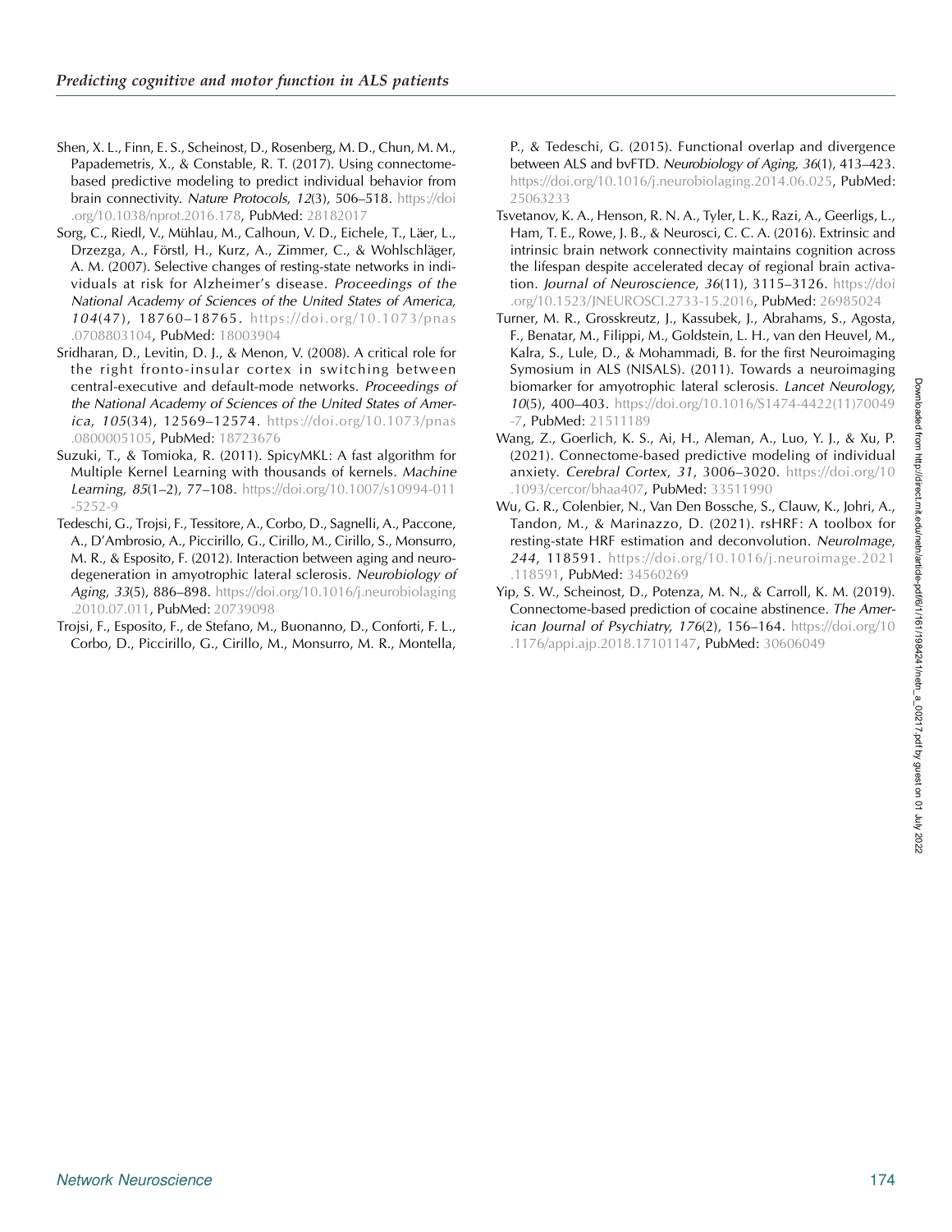Shen, X. L., Finn, E. S., Scheinost, D., Rosenberg, M. D., Chun, M. M., Papademetris, X., & Constable, R. T. (2017). Using connectome-based predictive modeling to predict individual behavior from brain connectivity. *Nature Protocols*, *12*(3), 506–518. https://doi.org/10.1038/nprot.2016.178, PubMed: 28182017

Sorg, C., Riedl, V., Mühlau, M., Calhoun, V. D., Eichele, T., Läer, L., Drzezga, A., Förstl, H., Kurz, A., Zimmer, C., & Wohlschläger, A. M. (2007). Selective changes of resting-state networks in individuals at risk for Alzheimer's disease. *Proceedings of the National Academy of Sciences of the United States of America*, *104*(47), 18760–18765. https://doi.org/10.1073/pnas.0708803104, PubMed: 18003904

Sridharan, D., Levitin, D. J., & Menon, V. (2008). A critical role for the right fronto-insular cortex in switching between central-executive and default-mode networks. *Proceedings of the National Academy of Sciences of the United States of America*, *105*(34), 12569–12574. https://doi.org/10.1073/pnas.0800005105, PubMed: 18723676

Suzuki, T., & Tomioka, R. (2011). SpicyMKL: A fast algorithm for Multiple Kernel Learning with thousands of kernels. *Machine Learning*, *85*(1–2), 77–108. https://doi.org/10.1007/s10994-011-5252-9

Tedeschi, G., Trojsi, F., Tessitore, A., Corbo, D., Sagnelli, A., Paccone, A., D'Ambrosio, A., Piccirillo, G., Cirillo, M., Cirillo, S., Monsurro, M. R., & Esposito, F. (2012). Interaction between aging and neurodegeneration in amyotrophic lateral sclerosis. *Neurobiology of Aging*, *33*(5), 886–898. https://doi.org/10.1016/j.neurobiolaging.2010.07.011, PubMed: 20739098

Trojsi, F., Esposito, F., de Stefano, M., Buonanno, D., Conforti, F. L., Corbo, D., Piccirillo, G., Cirillo, M., Monsurro, M. R., Montella, P., & Tedeschi, G. (2015). Functional overlap and divergence between ALS and bvFTD. *Neurobiology of Aging*, *36*(1), 413–423. https://doi.org/10.1016/j.neurobiolaging.2014.06.025, PubMed: 25063233

Tsvetanov, K. A., Henson, R. N. A., Tyler, L. K., Razi, A., Geerligs, L., Ham, T. E., Rowe, J. B., & Neurosci, C. C. A. (2016). Extrinsic and intrinsic brain network connectivity maintains cognition across the lifespan despite accelerated decay of regional brain activation. *Journal of Neuroscience*, *36*(11), 3115–3126. https://doi.org/10.1523/JNEUROSCI.2733-15.2016, PubMed: 26985024

Turner, M. R., Grosskreutz, J., Kassubek, J., Abrahams, S., Agosta, F., Benatar, M., Filippi, M., Goldstein, L. H., van den Heuvel, M., Kalra, S., Lule, D., & Mohammadi, B. for the first Neuroimaging Symosium in ALS (NISALS). (2011). Towards a neuroimaging biomarker for amyotrophic lateral sclerosis. *Lancet Neurology*, *10*(5), 400–403. https://doi.org/10.1016/S1474-4422(11)70049-7, PubMed: 21511189

Wang, Z., Goerlich, K. S., Ai, H., Aleman, A., Luo, Y. J., & Xu, P. (2021). Connectome-based predictive modeling of individual anxiety. *Cerebral Cortex*, *31*, 3006–3020. https://doi.org/10.1093/cercor/bhaa407, PubMed: 33511990

Wu, G. R., Colenbier, N., Van Den Bossche, S., Clauw, K., Johri, A., Tandon, M., & Marinazzo, D. (2021). rsHRF: A toolbox for resting-state HRF estimation and deconvolution. *NeuroImage*, *244*, 118591. https://doi.org/10.1016/j.neuroimage.2021.118591, PubMed: 34560269

Yip, S. W., Scheinost, D., Potenza, M. N., & Carroll, K. M. (2019). Connectome-based prediction of cocaine abstinence. *The American Journal of Psychiatry*, *176*(2), 156–164. https://doi.org/10.1176/appi.ajp.2018.17101147, PubMed: 30606049